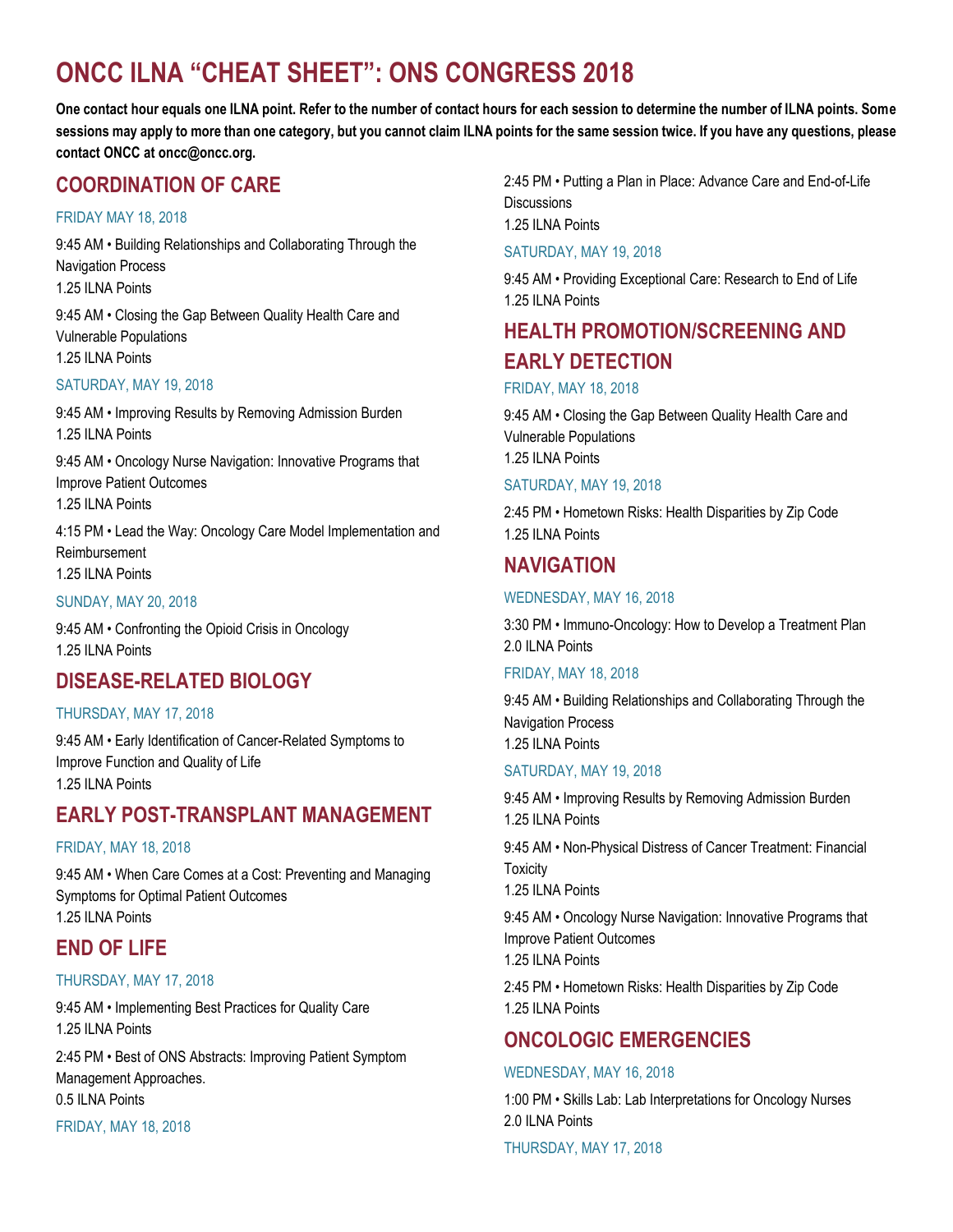# ONCC ILNA "CHEAT SHEET": ONS CONGRESS 2018

**One contact hour equals one ILNA point. Refer to the number of contact hours for each session to determine the number of ILNA points. Some sessions may apply to more than one category, but you cannot claim ILNA points for the same session twice. If you have any questions, please contact ONCC at oncc@oncc.org.**

## COORDINATION OF CARE

### FRIDAY MAY 18, 2018

9:45 AM • Building Relationships and Collaborating Through the Navigation Process
1.25 ILNA Points

9:45 AM • Closing the Gap Between Quality Health Care and Vulnerable Populations
1.25 ILNA Points

### SATURDAY, MAY 19, 2018

9:45 AM • Improving Results by Removing Admission Burden
1.25 ILNA Points

9:45 AM • Oncology Nurse Navigation: Innovative Programs that Improve Patient Outcomes
1.25 ILNA Points

4:15 PM • Lead the Way: Oncology Care Model Implementation and Reimbursement
1.25 ILNA Points

### SUNDAY, MAY 20, 2018

9:45 AM • Confronting the Opioid Crisis in Oncology
1.25 ILNA Points

## DISEASE-RELATED BIOLOGY

### THURSDAY, MAY 17, 2018

9:45 AM • Early Identification of Cancer-Related Symptoms to Improve Function and Quality of Life
1.25 ILNA Points

## EARLY POST-TRANSPLANT MANAGEMENT

### FRIDAY, MAY 18, 2018

9:45 AM • When Care Comes at a Cost: Preventing and Managing Symptoms for Optimal Patient Outcomes
1.25 ILNA Points

## END OF LIFE

### THURSDAY, MAY 17, 2018

9:45 AM • Implementing Best Practices for Quality Care
1.25 ILNA Points

2:45 PM • Best of ONS Abstracts: Improving Patient Symptom Management Approaches.
0.5 ILNA Points

### FRIDAY, MAY 18, 2018

2:45 PM • Putting a Plan in Place: Advance Care and End-of-Life Discussions
1.25 ILNA Points

### SATURDAY, MAY 19, 2018

9:45 AM • Providing Exceptional Care: Research to End of Life
1.25 ILNA Points

## HEALTH PROMOTION/SCREENING AND EARLY DETECTION

### FRIDAY, MAY 18, 2018

9:45 AM • Closing the Gap Between Quality Health Care and Vulnerable Populations
1.25 ILNA Points

### SATURDAY, MAY 19, 2018

2:45 PM • Hometown Risks: Health Disparities by Zip Code
1.25 ILNA Points

## NAVIGATION

### WEDNESDAY, MAY 16, 2018

3:30 PM • Immuno-Oncology: How to Develop a Treatment Plan
2.0 ILNA Points

### FRIDAY, MAY 18, 2018

9:45 AM • Building Relationships and Collaborating Through the Navigation Process
1.25 ILNA Points

### SATURDAY, MAY 19, 2018

9:45 AM • Improving Results by Removing Admission Burden
1.25 ILNA Points

9:45 AM • Non-Physical Distress of Cancer Treatment: Financial Toxicity
1.25 ILNA Points

9:45 AM • Oncology Nurse Navigation: Innovative Programs that Improve Patient Outcomes
1.25 ILNA Points

2:45 PM • Hometown Risks: Health Disparities by Zip Code
1.25 ILNA Points

## ONCOLOGIC EMERGENCIES

### WEDNESDAY, MAY 16, 2018

1:00 PM • Skills Lab: Lab Interpretations for Oncology Nurses
2.0 ILNA Points

### THURSDAY, MAY 17, 2018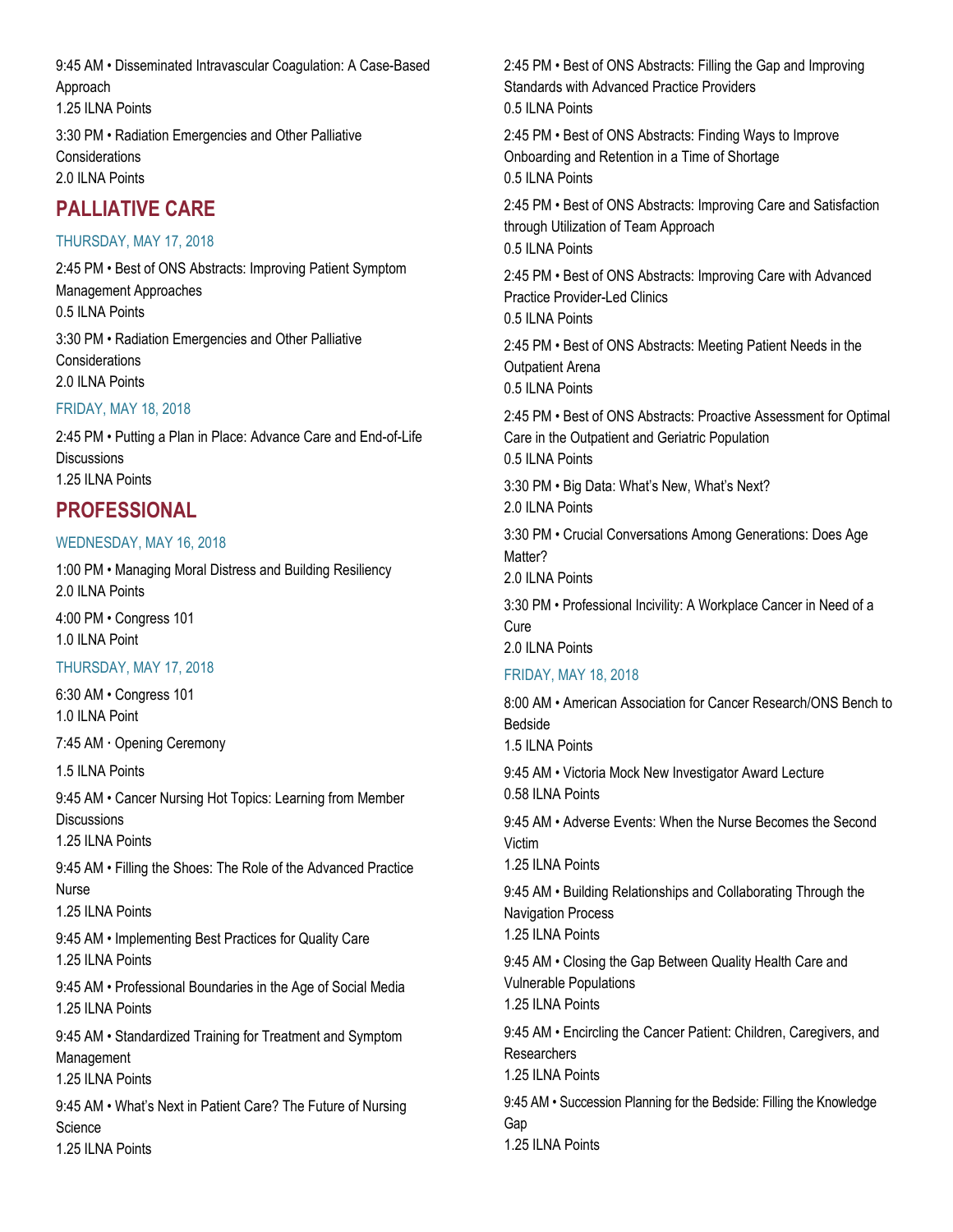9:45 AM • Disseminated Intravascular Coagulation: A Case-Based Approach
1.25 ILNA Points

3:30 PM • Radiation Emergencies and Other Palliative Considerations
2.0 ILNA Points

## PALLIATIVE CARE

### THURSDAY, MAY 17, 2018

2:45 PM • Best of ONS Abstracts: Improving Patient Symptom Management Approaches
0.5 ILNA Points

3:30 PM • Radiation Emergencies and Other Palliative Considerations
2.0 ILNA Points

### FRIDAY, MAY 18, 2018

2:45 PM • Putting a Plan in Place: Advance Care and End-of-Life Discussions
1.25 ILNA Points

## PROFESSIONAL

### WEDNESDAY, MAY 16, 2018

1:00 PM • Managing Moral Distress and Building Resiliency
2.0 ILNA Points

4:00 PM • Congress 101
1.0 ILNA Point

### THURSDAY, MAY 17, 2018

6:30 AM • Congress 101
1.0 ILNA Point

7:45 AM · Opening Ceremony

1.5 ILNA Points

9:45 AM • Cancer Nursing Hot Topics: Learning from Member Discussions
1.25 ILNA Points

9:45 AM • Filling the Shoes: The Role of the Advanced Practice Nurse
1.25 ILNA Points

9:45 AM • Implementing Best Practices for Quality Care
1.25 ILNA Points

9:45 AM • Professional Boundaries in the Age of Social Media
1.25 ILNA Points

9:45 AM • Standardized Training for Treatment and Symptom Management
1.25 ILNA Points

9:45 AM • What's Next in Patient Care? The Future of Nursing Science
1.25 ILNA Points

2:45 PM • Best of ONS Abstracts: Filling the Gap and Improving Standards with Advanced Practice Providers
0.5 ILNA Points

2:45 PM • Best of ONS Abstracts: Finding Ways to Improve Onboarding and Retention in a Time of Shortage
0.5 ILNA Points

2:45 PM • Best of ONS Abstracts: Improving Care and Satisfaction through Utilization of Team Approach
0.5 ILNA Points

2:45 PM • Best of ONS Abstracts: Improving Care with Advanced Practice Provider-Led Clinics
0.5 ILNA Points

2:45 PM • Best of ONS Abstracts: Meeting Patient Needs in the Outpatient Arena
0.5 ILNA Points

2:45 PM • Best of ONS Abstracts: Proactive Assessment for Optimal Care in the Outpatient and Geriatric Population
0.5 ILNA Points

3:30 PM • Big Data: What's New, What's Next?
2.0 ILNA Points

3:30 PM • Crucial Conversations Among Generations: Does Age Matter?
2.0 ILNA Points

3:30 PM • Professional Incivility: A Workplace Cancer in Need of a Cure
2.0 ILNA Points

### FRIDAY, MAY 18, 2018

8:00 AM • American Association for Cancer Research/ONS Bench to Bedside
1.5 ILNA Points

9:45 AM • Victoria Mock New Investigator Award Lecture
0.58 ILNA Points

9:45 AM • Adverse Events: When the Nurse Becomes the Second Victim
1.25 ILNA Points

9:45 AM • Building Relationships and Collaborating Through the Navigation Process
1.25 ILNA Points

9:45 AM • Closing the Gap Between Quality Health Care and Vulnerable Populations
1.25 ILNA Points

9:45 AM • Encircling the Cancer Patient: Children, Caregivers, and Researchers
1.25 ILNA Points

9:45 AM • Succession Planning for the Bedside: Filling the Knowledge Gap
1.25 ILNA Points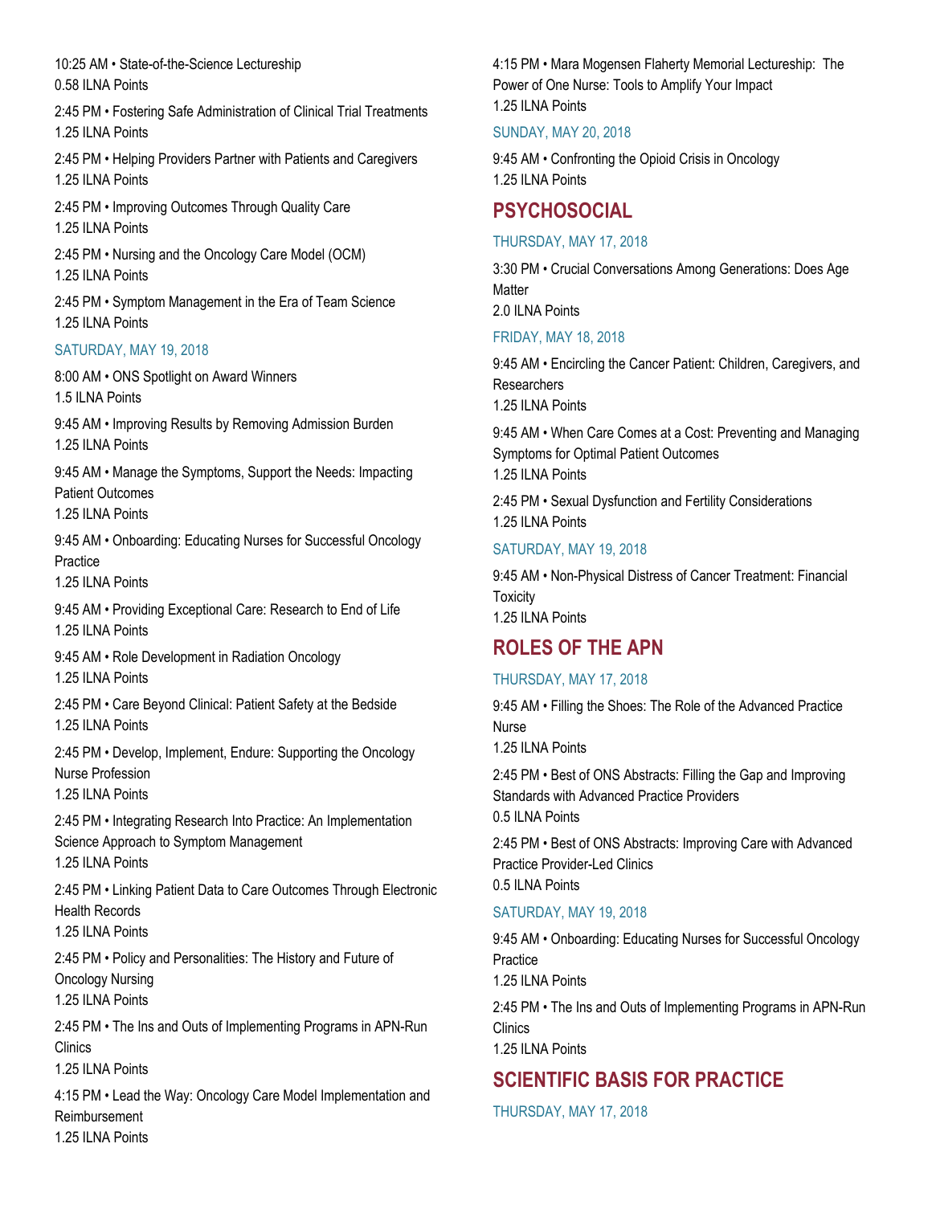10:25 AM • State-of-the-Science Lectureship
0.58 ILNA Points

2:45 PM • Fostering Safe Administration of Clinical Trial Treatments
1.25 ILNA Points

2:45 PM • Helping Providers Partner with Patients and Caregivers
1.25 ILNA Points

2:45 PM • Improving Outcomes Through Quality Care
1.25 ILNA Points

2:45 PM • Nursing and the Oncology Care Model (OCM)
1.25 ILNA Points

2:45 PM • Symptom Management in the Era of Team Science
1.25 ILNA Points

### SATURDAY, MAY 19, 2018

8:00 AM • ONS Spotlight on Award Winners
1.5 ILNA Points

9:45 AM • Improving Results by Removing Admission Burden
1.25 ILNA Points

9:45 AM • Manage the Symptoms, Support the Needs: Impacting Patient Outcomes
1.25 ILNA Points

9:45 AM • Onboarding: Educating Nurses for Successful Oncology Practice
1.25 ILNA Points

9:45 AM • Providing Exceptional Care: Research to End of Life
1.25 ILNA Points

9:45 AM • Role Development in Radiation Oncology
1.25 ILNA Points

2:45 PM • Care Beyond Clinical: Patient Safety at the Bedside
1.25 ILNA Points

2:45 PM • Develop, Implement, Endure: Supporting the Oncology Nurse Profession
1.25 ILNA Points

2:45 PM • Integrating Research Into Practice: An Implementation Science Approach to Symptom Management
1.25 ILNA Points

2:45 PM • Linking Patient Data to Care Outcomes Through Electronic Health Records
1.25 ILNA Points

2:45 PM • Policy and Personalities: The History and Future of Oncology Nursing
1.25 ILNA Points

2:45 PM • The Ins and Outs of Implementing Programs in APN-Run Clinics
1.25 ILNA Points

4:15 PM • Lead the Way: Oncology Care Model Implementation and Reimbursement
1.25 ILNA Points

4:15 PM • Mara Mogensen Flaherty Memorial Lectureship: The Power of One Nurse: Tools to Amplify Your Impact
1.25 ILNA Points

### SUNDAY, MAY 20, 2018

9:45 AM • Confronting the Opioid Crisis in Oncology
1.25 ILNA Points

## PSYCHOSOCIAL

### THURSDAY, MAY 17, 2018

3:30 PM • Crucial Conversations Among Generations: Does Age Matter
2.0 ILNA Points

### FRIDAY, MAY 18, 2018

9:45 AM • Encircling the Cancer Patient: Children, Caregivers, and Researchers
1.25 ILNA Points

9:45 AM • When Care Comes at a Cost: Preventing and Managing Symptoms for Optimal Patient Outcomes
1.25 ILNA Points

2:45 PM • Sexual Dysfunction and Fertility Considerations
1.25 ILNA Points

### SATURDAY, MAY 19, 2018

9:45 AM • Non-Physical Distress of Cancer Treatment: Financial Toxicity
1.25 ILNA Points

## ROLES OF THE APN

### THURSDAY, MAY 17, 2018

9:45 AM • Filling the Shoes: The Role of the Advanced Practice Nurse
1.25 ILNA Points

2:45 PM • Best of ONS Abstracts: Filling the Gap and Improving Standards with Advanced Practice Providers
0.5 ILNA Points

2:45 PM • Best of ONS Abstracts: Improving Care with Advanced Practice Provider-Led Clinics
0.5 ILNA Points

### SATURDAY, MAY 19, 2018

9:45 AM • Onboarding: Educating Nurses for Successful Oncology Practice
1.25 ILNA Points

2:45 PM • The Ins and Outs of Implementing Programs in APN-Run Clinics
1.25 ILNA Points

## SCIENTIFIC BASIS FOR PRACTICE

### THURSDAY, MAY 17, 2018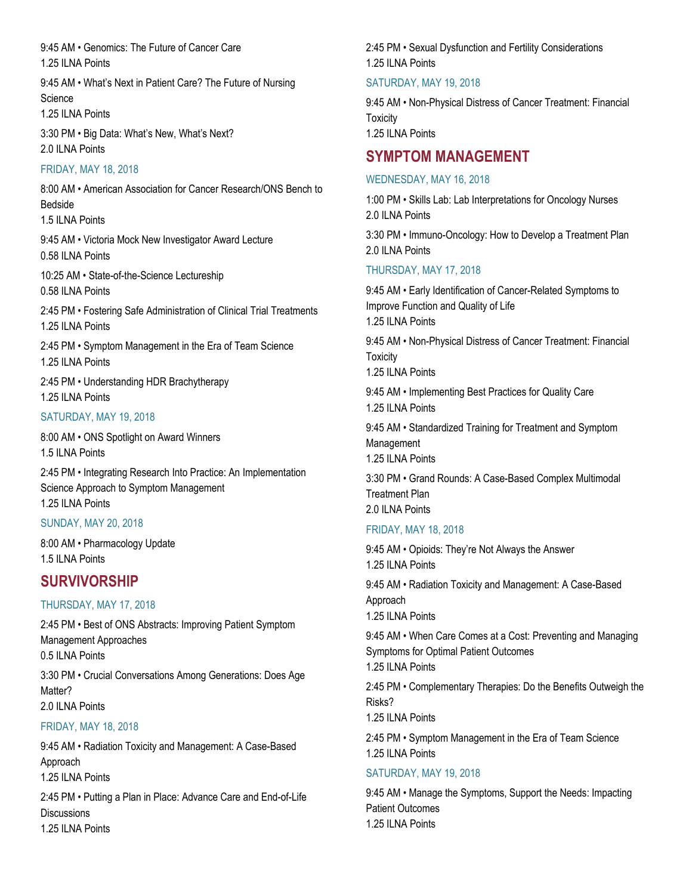9:45 AM • Genomics: The Future of Cancer Care
1.25 ILNA Points

9:45 AM • What's Next in Patient Care? The Future of Nursing Science
1.25 ILNA Points

3:30 PM • Big Data: What's New, What's Next?
2.0 ILNA Points

### FRIDAY, MAY 18, 2018

8:00 AM • American Association for Cancer Research/ONS Bench to Bedside
1.5 ILNA Points

9:45 AM • Victoria Mock New Investigator Award Lecture
0.58 ILNA Points

10:25 AM • State-of-the-Science Lectureship
0.58 ILNA Points

2:45 PM • Fostering Safe Administration of Clinical Trial Treatments
1.25 ILNA Points

2:45 PM • Symptom Management in the Era of Team Science
1.25 ILNA Points

2:45 PM • Understanding HDR Brachytherapy
1.25 ILNA Points

### SATURDAY, MAY 19, 2018

8:00 AM • ONS Spotlight on Award Winners
1.5 ILNA Points

2:45 PM • Integrating Research Into Practice: An Implementation Science Approach to Symptom Management
1.25 ILNA Points

### SUNDAY, MAY 20, 2018

8:00 AM • Pharmacology Update
1.5 ILNA Points

## SURVIVORSHIP

### THURSDAY, MAY 17, 2018

2:45 PM • Best of ONS Abstracts: Improving Patient Symptom Management Approaches
0.5 ILNA Points

3:30 PM • Crucial Conversations Among Generations: Does Age Matter?
2.0 ILNA Points

### FRIDAY, MAY 18, 2018

9:45 AM • Radiation Toxicity and Management: A Case-Based Approach
1.25 ILNA Points

2:45 PM • Putting a Plan in Place: Advance Care and End-of-Life Discussions
1.25 ILNA Points

2:45 PM • Sexual Dysfunction and Fertility Considerations
1.25 ILNA Points

### SATURDAY, MAY 19, 2018

9:45 AM • Non-Physical Distress of Cancer Treatment: Financial Toxicity
1.25 ILNA Points

## SYMPTOM MANAGEMENT

### WEDNESDAY, MAY 16, 2018

1:00 PM • Skills Lab: Lab Interpretations for Oncology Nurses
2.0 ILNA Points

3:30 PM • Immuno-Oncology: How to Develop a Treatment Plan
2.0 ILNA Points

### THURSDAY, MAY 17, 2018

9:45 AM • Early Identification of Cancer-Related Symptoms to Improve Function and Quality of Life
1.25 ILNA Points

9:45 AM • Non-Physical Distress of Cancer Treatment: Financial Toxicity
1.25 ILNA Points

9:45 AM • Implementing Best Practices for Quality Care
1.25 ILNA Points

9:45 AM • Standardized Training for Treatment and Symptom Management
1.25 ILNA Points

3:30 PM • Grand Rounds: A Case-Based Complex Multimodal Treatment Plan
2.0 ILNA Points

### FRIDAY, MAY 18, 2018

9:45 AM • Opioids: They're Not Always the Answer
1.25 ILNA Points

9:45 AM • Radiation Toxicity and Management: A Case-Based Approach
1.25 ILNA Points

9:45 AM • When Care Comes at a Cost: Preventing and Managing Symptoms for Optimal Patient Outcomes
1.25 ILNA Points

2:45 PM • Complementary Therapies: Do the Benefits Outweigh the Risks?
1.25 ILNA Points

2:45 PM • Symptom Management in the Era of Team Science
1.25 ILNA Points

### SATURDAY, MAY 19, 2018

9:45 AM • Manage the Symptoms, Support the Needs: Impacting Patient Outcomes
1.25 ILNA Points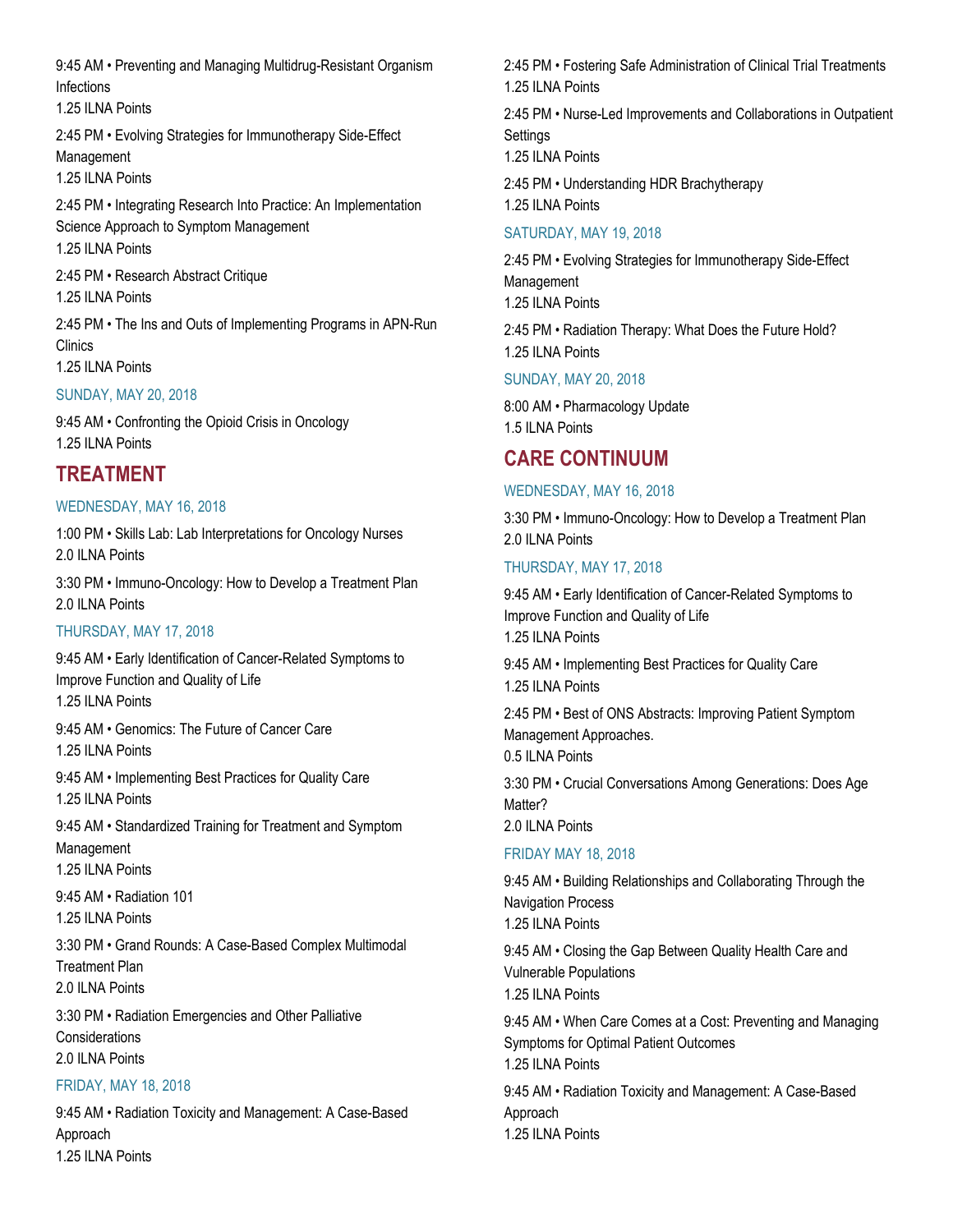9:45 AM • Preventing and Managing Multidrug-Resistant Organism Infections
1.25 ILNA Points

2:45 PM • Evolving Strategies for Immunotherapy Side-Effect Management
1.25 ILNA Points

2:45 PM • Integrating Research Into Practice: An Implementation Science Approach to Symptom Management
1.25 ILNA Points

2:45 PM • Research Abstract Critique
1.25 ILNA Points

2:45 PM • The Ins and Outs of Implementing Programs in APN-Run Clinics
1.25 ILNA Points

### SUNDAY, MAY 20, 2018

9:45 AM • Confronting the Opioid Crisis in Oncology
1.25 ILNA Points

## TREATMENT

### WEDNESDAY, MAY 16, 2018

1:00 PM • Skills Lab: Lab Interpretations for Oncology Nurses
2.0 ILNA Points

3:30 PM • Immuno-Oncology: How to Develop a Treatment Plan
2.0 ILNA Points

### THURSDAY, MAY 17, 2018

9:45 AM • Early Identification of Cancer-Related Symptoms to Improve Function and Quality of Life
1.25 ILNA Points

9:45 AM • Genomics: The Future of Cancer Care
1.25 ILNA Points

9:45 AM • Implementing Best Practices for Quality Care
1.25 ILNA Points

9:45 AM • Standardized Training for Treatment and Symptom Management
1.25 ILNA Points

9:45 AM • Radiation 101
1.25 ILNA Points

3:30 PM • Grand Rounds: A Case-Based Complex Multimodal Treatment Plan
2.0 ILNA Points

3:30 PM • Radiation Emergencies and Other Palliative Considerations
2.0 ILNA Points

### FRIDAY, MAY 18, 2018

9:45 AM • Radiation Toxicity and Management: A Case-Based Approach
1.25 ILNA Points

2:45 PM • Fostering Safe Administration of Clinical Trial Treatments
1.25 ILNA Points

2:45 PM • Nurse-Led Improvements and Collaborations in Outpatient Settings
1.25 ILNA Points

2:45 PM • Understanding HDR Brachytherapy
1.25 ILNA Points

### SATURDAY, MAY 19, 2018

2:45 PM • Evolving Strategies for Immunotherapy Side-Effect Management
1.25 ILNA Points

2:45 PM • Radiation Therapy: What Does the Future Hold?
1.25 ILNA Points

### SUNDAY, MAY 20, 2018

8:00 AM • Pharmacology Update
1.5 ILNA Points

## CARE CONTINUUM

### WEDNESDAY, MAY 16, 2018

3:30 PM • Immuno-Oncology: How to Develop a Treatment Plan
2.0 ILNA Points

### THURSDAY, MAY 17, 2018

9:45 AM • Early Identification of Cancer-Related Symptoms to Improve Function and Quality of Life
1.25 ILNA Points

9:45 AM • Implementing Best Practices for Quality Care
1.25 ILNA Points

2:45 PM • Best of ONS Abstracts: Improving Patient Symptom Management Approaches.
0.5 ILNA Points

3:30 PM • Crucial Conversations Among Generations: Does Age Matter?
2.0 ILNA Points

### FRIDAY MAY 18, 2018

9:45 AM • Building Relationships and Collaborating Through the Navigation Process
1.25 ILNA Points

9:45 AM • Closing the Gap Between Quality Health Care and Vulnerable Populations
1.25 ILNA Points

9:45 AM • When Care Comes at a Cost: Preventing and Managing Symptoms for Optimal Patient Outcomes
1.25 ILNA Points

9:45 AM • Radiation Toxicity and Management: A Case-Based Approach
1.25 ILNA Points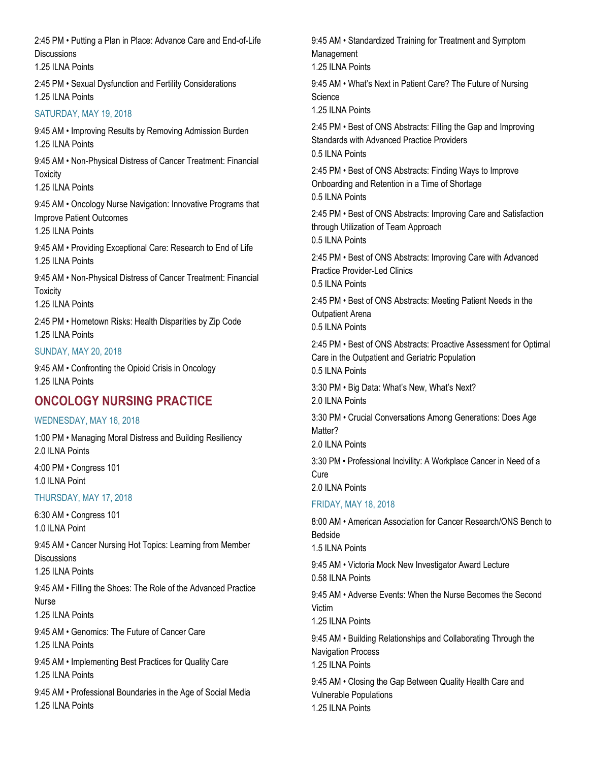2:45 PM • Putting a Plan in Place: Advance Care and End-of-Life Discussions
1.25 ILNA Points

2:45 PM • Sexual Dysfunction and Fertility Considerations
1.25 ILNA Points

### SATURDAY, MAY 19, 2018

9:45 AM • Improving Results by Removing Admission Burden
1.25 ILNA Points

9:45 AM • Non-Physical Distress of Cancer Treatment: Financial Toxicity
1.25 ILNA Points

9:45 AM • Oncology Nurse Navigation: Innovative Programs that Improve Patient Outcomes
1.25 ILNA Points

9:45 AM • Providing Exceptional Care: Research to End of Life
1.25 ILNA Points

9:45 AM • Non-Physical Distress of Cancer Treatment: Financial Toxicity
1.25 ILNA Points

2:45 PM • Hometown Risks: Health Disparities by Zip Code
1.25 ILNA Points

### SUNDAY, MAY 20, 2018

9:45 AM • Confronting the Opioid Crisis in Oncology
1.25 ILNA Points

## ONCOLOGY NURSING PRACTICE

### WEDNESDAY, MAY 16, 2018

1:00 PM • Managing Moral Distress and Building Resiliency
2.0 ILNA Points

4:00 PM • Congress 101
1.0 ILNA Point

### THURSDAY, MAY 17, 2018

6:30 AM • Congress 101
1.0 ILNA Point

9:45 AM • Cancer Nursing Hot Topics: Learning from Member Discussions
1.25 ILNA Points

9:45 AM • Filling the Shoes: The Role of the Advanced Practice Nurse
1.25 ILNA Points

9:45 AM • Genomics: The Future of Cancer Care
1.25 ILNA Points

9:45 AM • Implementing Best Practices for Quality Care
1.25 ILNA Points

9:45 AM • Professional Boundaries in the Age of Social Media
1.25 ILNA Points

9:45 AM • Standardized Training for Treatment and Symptom Management
1.25 ILNA Points

9:45 AM • What's Next in Patient Care? The Future of Nursing Science
1.25 ILNA Points

2:45 PM • Best of ONS Abstracts: Filling the Gap and Improving Standards with Advanced Practice Providers
0.5 ILNA Points

2:45 PM • Best of ONS Abstracts: Finding Ways to Improve Onboarding and Retention in a Time of Shortage
0.5 ILNA Points

2:45 PM • Best of ONS Abstracts: Improving Care and Satisfaction through Utilization of Team Approach
0.5 ILNA Points

2:45 PM • Best of ONS Abstracts: Improving Care with Advanced Practice Provider-Led Clinics
0.5 ILNA Points

2:45 PM • Best of ONS Abstracts: Meeting Patient Needs in the Outpatient Arena
0.5 ILNA Points

2:45 PM • Best of ONS Abstracts: Proactive Assessment for Optimal Care in the Outpatient and Geriatric Population
0.5 ILNA Points

3:30 PM • Big Data: What's New, What's Next?
2.0 ILNA Points

3:30 PM • Crucial Conversations Among Generations: Does Age Matter?
2.0 ILNA Points

3:30 PM • Professional Incivility: A Workplace Cancer in Need of a Cure
2.0 ILNA Points

### FRIDAY, MAY 18, 2018

8:00 AM • American Association for Cancer Research/ONS Bench to Bedside
1.5 ILNA Points

9:45 AM • Victoria Mock New Investigator Award Lecture
0.58 ILNA Points

9:45 AM • Adverse Events: When the Nurse Becomes the Second Victim
1.25 ILNA Points

9:45 AM • Building Relationships and Collaborating Through the Navigation Process
1.25 ILNA Points

9:45 AM • Closing the Gap Between Quality Health Care and Vulnerable Populations
1.25 ILNA Points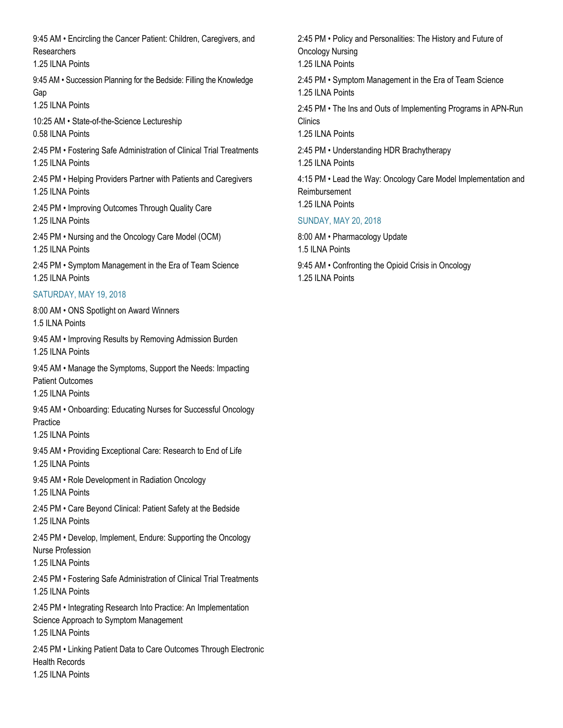9:45 AM • Encircling the Cancer Patient: Children, Caregivers, and Researchers
1.25 ILNA Points

9:45 AM • Succession Planning for the Bedside: Filling the Knowledge Gap
1.25 ILNA Points

10:25 AM • State-of-the-Science Lectureship
0.58 ILNA Points

2:45 PM • Fostering Safe Administration of Clinical Trial Treatments
1.25 ILNA Points

2:45 PM • Helping Providers Partner with Patients and Caregivers
1.25 ILNA Points

2:45 PM • Improving Outcomes Through Quality Care
1.25 ILNA Points

2:45 PM • Nursing and the Oncology Care Model (OCM)
1.25 ILNA Points

2:45 PM • Symptom Management in the Era of Team Science
1.25 ILNA Points

## SATURDAY, MAY 19, 2018

8:00 AM • ONS Spotlight on Award Winners
1.5 ILNA Points

9:45 AM • Improving Results by Removing Admission Burden
1.25 ILNA Points

9:45 AM • Manage the Symptoms, Support the Needs: Impacting Patient Outcomes
1.25 ILNA Points

9:45 AM • Onboarding: Educating Nurses for Successful Oncology Practice
1.25 ILNA Points

9:45 AM • Providing Exceptional Care: Research to End of Life
1.25 ILNA Points

9:45 AM • Role Development in Radiation Oncology
1.25 ILNA Points

2:45 PM • Care Beyond Clinical: Patient Safety at the Bedside
1.25 ILNA Points

2:45 PM • Develop, Implement, Endure: Supporting the Oncology Nurse Profession
1.25 ILNA Points

2:45 PM • Fostering Safe Administration of Clinical Trial Treatments
1.25 ILNA Points

2:45 PM • Integrating Research Into Practice: An Implementation Science Approach to Symptom Management
1.25 ILNA Points

2:45 PM • Linking Patient Data to Care Outcomes Through Electronic Health Records
1.25 ILNA Points

2:45 PM • Policy and Personalities: The History and Future of Oncology Nursing
1.25 ILNA Points

2:45 PM • Symptom Management in the Era of Team Science
1.25 ILNA Points

2:45 PM • The Ins and Outs of Implementing Programs in APN-Run Clinics
1.25 ILNA Points

2:45 PM • Understanding HDR Brachytherapy
1.25 ILNA Points

4:15 PM • Lead the Way: Oncology Care Model Implementation and Reimbursement
1.25 ILNA Points

## SUNDAY, MAY 20, 2018

8:00 AM • Pharmacology Update
1.5 ILNA Points

9:45 AM • Confronting the Opioid Crisis in Oncology
1.25 ILNA Points